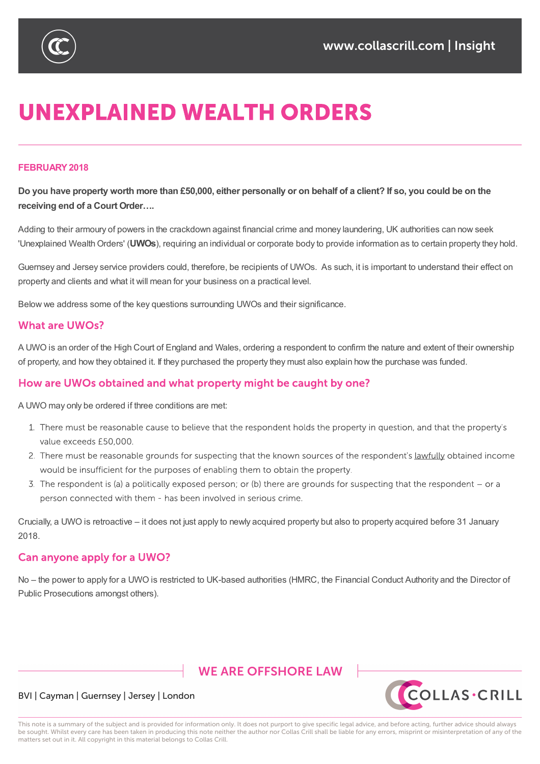# UNEXPLAINED WEALTH ORDERS

**FEBRUARY 2018**

**Do you have property worth more than £50,000, either personally or on behalf of a client? If so, you could be on the receiving end of a Court Order….**

Adding to their armoury of powers in the crackdown against financial crime and money laundering, UK authorities can now seek 'Unexplained Wealth Orders' (**UWOs**), requiring an individual or corporate body to provide information as to certain property they hold.

Guernsey and Jersey service providers could, therefore, be recipients of UWOs. As such, it is important to understand their effect on property and clients and what it will mean for your business on a practical level.

Below we address some of the key questions surrounding UWOs and their significance.

## What are UWOs?

A UWO is an order of the High Court of England and Wales, ordering a respondent to confirm the nature and extent of their ownership of property, and how they obtained it. If they purchased the property they must also explain how the purchase was funded.

## How are UWOs obtained and what property might be caught by one?

A UWO may only be ordered if three conditions are met:

1. There must be reasonable cause to believe that the respondent holds the property in question, and that the property's value exceeds £50,000.
2. There must be reasonable grounds for suspecting that the known sources of the respondent's lawfully obtained income would be insufficient for the purposes of enabling them to obtain the property.
3. The respondent is (a) a politically exposed person; or (b) there are grounds for suspecting that the respondent – or a person connected with them - has been involved in serious crime.

Crucially, a UWO is retroactive – it does not just apply to newly acquired property but also to property acquired before 31 January 2018.

## Can anyone apply for a UWO?

No – the power to apply for a UWO is restricted to UK-based authorities (HMRC, the Financial Conduct Authority and the Director of Public Prosecutions amongst others).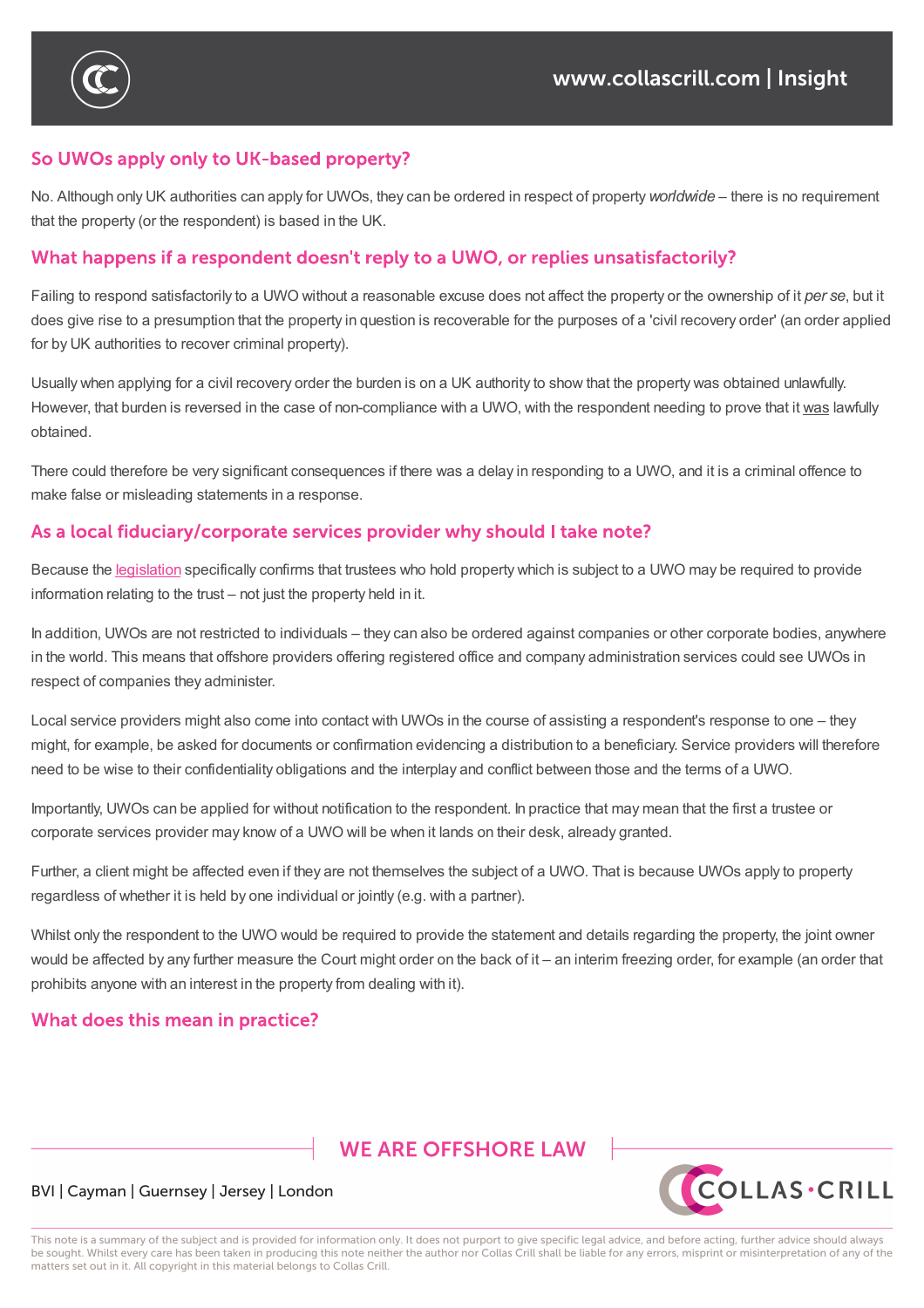## So UWOs apply only to UK-based property?

No. Although only UK authorities can apply for UWOs, they can be ordered in respect of property *worldwide* – there is no requirement that the property (or the respondent) is based in the UK.

## What happens if a respondent doesn't reply to a UWO, or replies unsatisfactorily?

Failing to respond satisfactorily to a UWO without a reasonable excuse does not affect the property or the ownership of it *per se*, but it does give rise to a presumption that the property in question is recoverable for the purposes of a 'civil recovery order' (an order applied for by UK authorities to recover criminal property).

Usually when applying for a civil recovery order the burden is on a UK authority to show that the property was obtained unlawfully. However, that burden is reversed in the case of non-compliance with a UWO, with the respondent needing to prove that it was lawfully obtained.

There could therefore be very significant consequences if there was a delay in responding to a UWO, and it is a criminal offence to make false or misleading statements in a response.

## As a local fiduciary/corporate services provider why should I take note?

Because the legislation specifically confirms that trustees who hold property which is subject to a UWO may be required to provide information relating to the trust – not just the property held in it.

In addition, UWOs are not restricted to individuals – they can also be ordered against companies or other corporate bodies, anywhere in the world. This means that offshore providers offering registered office and company administration services could see UWOs in respect of companies they administer.

Local service providers might also come into contact with UWOs in the course of assisting a respondent's response to one – they might, for example, be asked for documents or confirmation evidencing a distribution to a beneficiary. Service providers will therefore need to be wise to their confidentiality obligations and the interplay and conflict between those and the terms of a UWO.

Importantly, UWOs can be applied for without notification to the respondent. In practice that may mean that the first a trustee or corporate services provider may know of a UWO will be when it lands on their desk, already granted.

Further, a client might be affected even if they are not themselves the subject of a UWO. That is because UWOs apply to property regardless of whether it is held by one individual or jointly (e.g. with a partner).

Whilst only the respondent to the UWO would be required to provide the statement and details regarding the property, the joint owner would be affected by any further measure the Court might order on the back of it – an interim freezing order, for example (an order that prohibits anyone with an interest in the property from dealing with it).

## What does this mean in practice?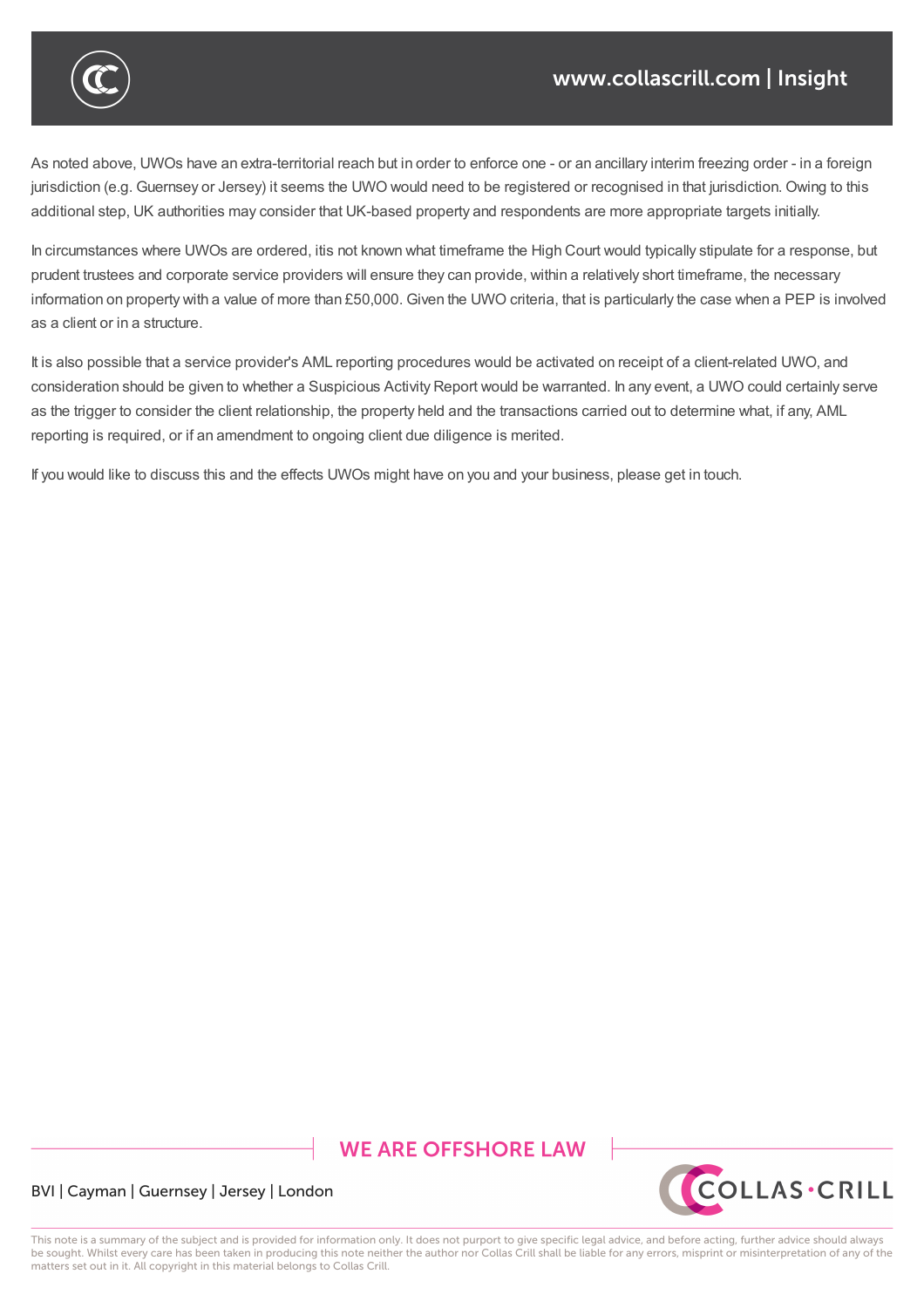As noted above, UWOs have an extra-territorial reach but in order to enforce one - or an ancillary interim freezing order - in a foreign jurisdiction (e.g. Guernsey or Jersey) it seems the UWO would need to be registered or recognised in that jurisdiction. Owing to this additional step, UK authorities may consider that UK-based property and respondents are more appropriate targets initially.

In circumstances where UWOs are ordered, itis not known what timeframe the High Court would typically stipulate for a response, but prudent trustees and corporate service providers will ensure they can provide, within a relatively short timeframe, the necessary information on property with a value of more than £50,000. Given the UWO criteria, that is particularly the case when a PEP is involved as a client or in a structure.

It is also possible that a service provider's AML reporting procedures would be activated on receipt of a client-related UWO, and consideration should be given to whether a Suspicious Activity Report would be warranted. In any event, a UWO could certainly serve as the trigger to consider the client relationship, the property held and the transactions carried out to determine what, if any, AML reporting is required, or if an amendment to ongoing client due diligence is merited.

If you would like to discuss this and the effects UWOs might have on you and your business, please get in touch.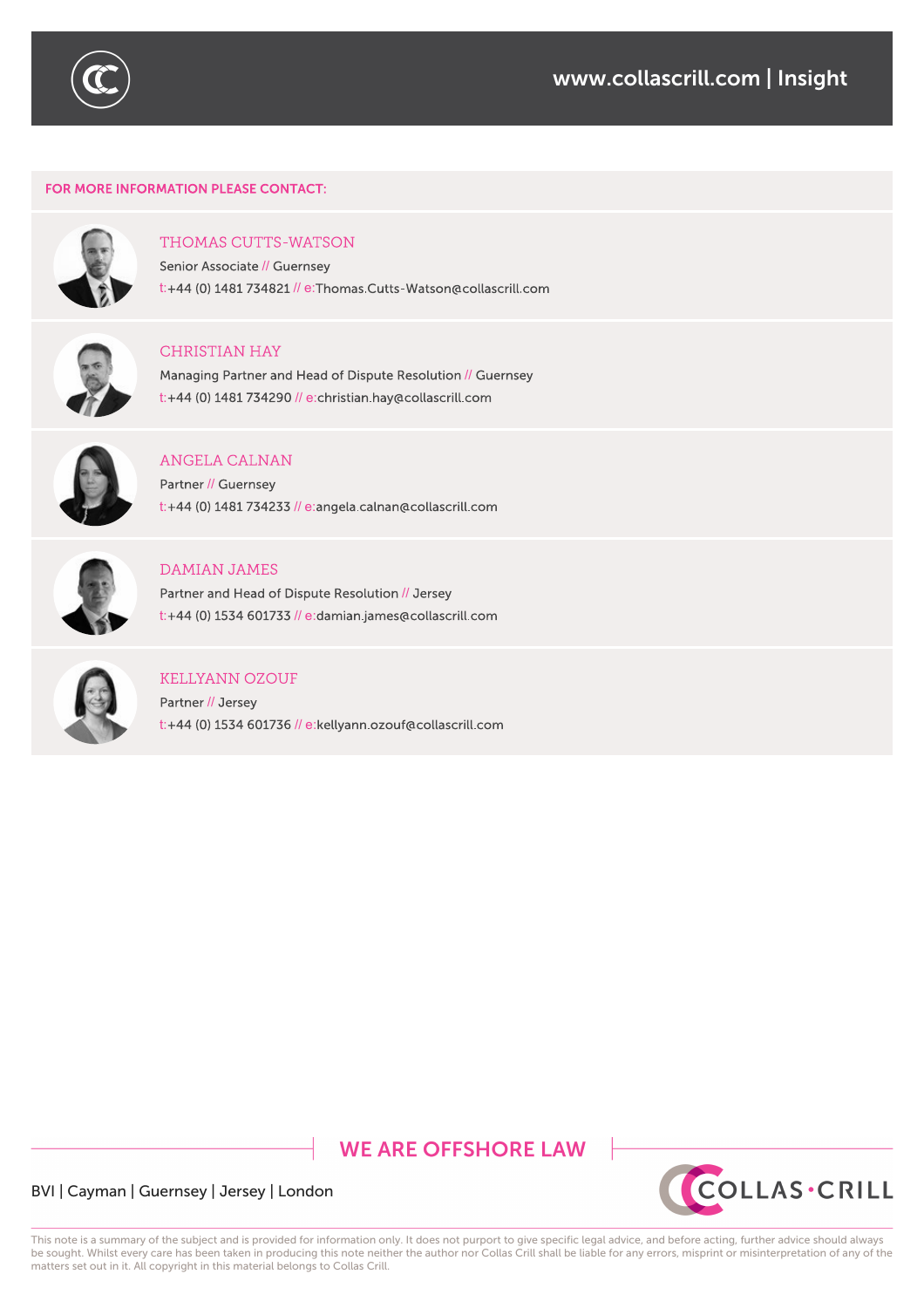## FOR MORE INFORMATION PLEASE CONTACT:

### THOMAS CUTTS-WATSON

Senior Associate // Guernsey

t:+44 (0) 1481 734821 // e:Thomas.Cutts-Watson@collascrill.com

### CHRISTIAN HAY

Managing Partner and Head of Dispute Resolution // Guernsey

t:+44 (0) 1481 734290 // e:christian.hay@collascrill.com

### ANGELA CALNAN

Partner // Guernsey

t:+44 (0) 1481 734233 // e:angela.calnan@collascrill.com

### DAMIAN JAMES

Partner and Head of Dispute Resolution // Jersey

t:+44 (0) 1534 601733 // e:damian.james@collascrill.com

### KELLYANN OZOUF

Partner // Jersey

t:+44 (0) 1534 601736 // e:kellyann.ozouf@collascrill.com

**WE ARE OFFSHORE LAW**

BVI | Cayman | Guernsey | Jersey | London

COLLAS·CRILL

This note is a summary of the subject and is provided for information only. It does not purport to give specific legal advice, and before acting, further advice should always be sought. Whilst every care has been taken in producing this note neither the author nor Collas Crill shall be liable for any errors, misprint or misinterpretation of any of the matters set out in it. All copyright in this material belongs to Collas Crill.